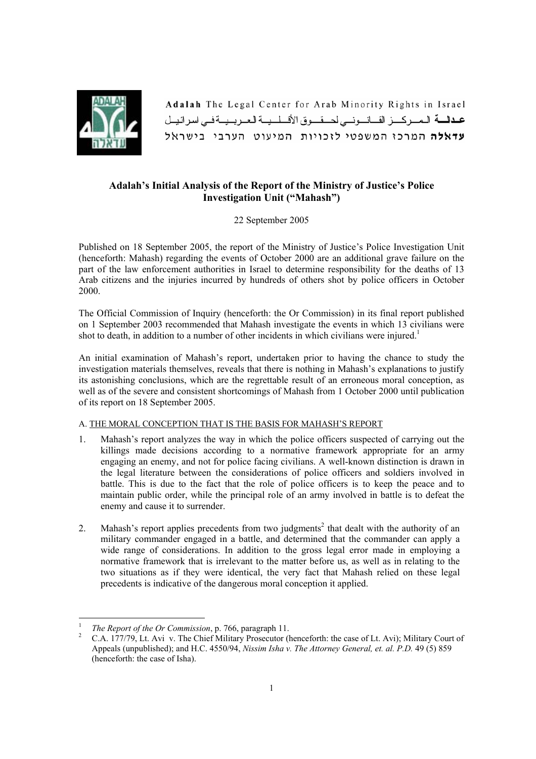Adalah The Legal Center for Arab Minority Rights in Israel

عدالة المركز القانوني لحقوق الأقلية العربية في اسرائيل

עדאלה המרכז המשפטי לזכויות המיעוט הערבי בישראל

# Adalah's Initial Analysis of the Report of the Ministry of Justice's Police Investigation Unit ("Mahash")

22 September 2005

Published on 18 September 2005, the report of the Ministry of Justice's Police Investigation Unit (henceforth: Mahash) regarding the events of October 2000 are an additional grave failure on the part of the law enforcement authorities in Israel to determine responsibility for the deaths of 13 Arab citizens and the injuries incurred by hundreds of others shot by police officers in October 2000.

The Official Commission of Inquiry (henceforth: the Or Commission) in its final report published on 1 September 2003 recommended that Mahash investigate the events in which 13 civilians were shot to death, in addition to a number of other incidents in which civilians were injured.[1]

An initial examination of Mahash's report, undertaken prior to having the chance to study the investigation materials themselves, reveals that there is nothing in Mahash's explanations to justify its astonishing conclusions, which are the regrettable result of an erroneous moral conception, as well as of the severe and consistent shortcomings of Mahash from 1 October 2000 until publication of its report on 18 September 2005.

## A. THE MORAL CONCEPTION THAT IS THE BASIS FOR MAHASH'S REPORT

1. Mahash's report analyzes the way in which the police officers suspected of carrying out the killings made decisions according to a normative framework appropriate for an army engaging an enemy, and not for police facing civilians. A well-known distinction is drawn in the legal literature between the considerations of police officers and soldiers involved in battle. This is due to the fact that the role of police officers is to keep the peace and to maintain public order, while the principal role of an army involved in battle is to defeat the enemy and cause it to surrender.

2. Mahash's report applies precedents from two judgments[2] that dealt with the authority of an military commander engaged in a battle, and determined that the commander can apply a wide range of considerations. In addition to the gross legal error made in employing a normative framework that is irrelevant to the matter before us, as well as in relating to the two situations as if they were identical, the very fact that Mahash relied on these legal precedents is indicative of the dangerous moral conception it applied.

---

[1] *The Report of the Or Commission*, p. 766, paragraph 11.

[2] C.A. 177/79, Lt. Avi v. The Chief Military Prosecutor (henceforth: the case of Lt. Avi); Military Court of Appeals (unpublished); and H.C. 4550/94, *Nissim Isha v. The Attorney General, et. al. P.D.* 49 (5) 859 (henceforth: the case of Isha).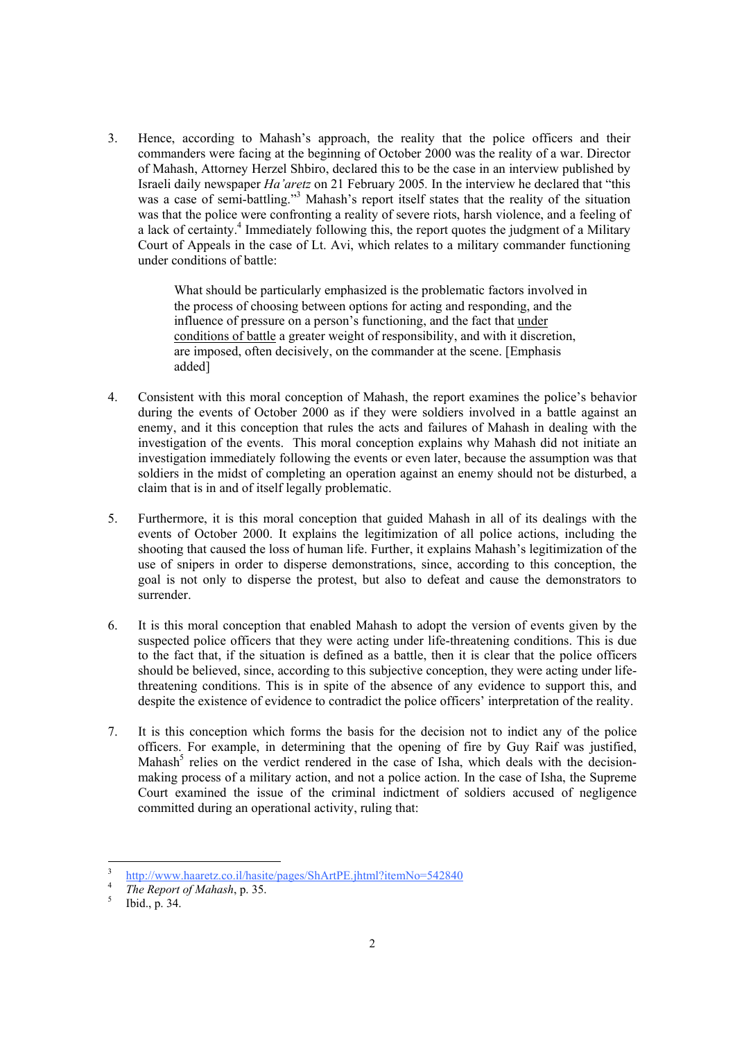3. Hence, according to Mahash's approach, the reality that the police officers and their commanders were facing at the beginning of October 2000 was the reality of a war. Director of Mahash, Attorney Herzel Shbiro, declared this to be the case in an interview published by Israeli daily newspaper *Ha'aretz* on 21 February 2005. In the interview he declared that "this was a case of semi-battling."[3] Mahash's report itself states that the reality of the situation was that the police were confronting a reality of severe riots, harsh violence, and a feeling of a lack of certainty.[4] Immediately following this, the report quotes the judgment of a Military Court of Appeals in the case of Lt. Avi, which relates to a military commander functioning under conditions of battle:

   > What should be particularly emphasized is the problematic factors involved in the process of choosing between options for acting and responding, and the influence of pressure on a person's functioning, and the fact that <u>under conditions of battle</u> a greater weight of responsibility, and with it discretion, are imposed, often decisively, on the commander at the scene. [Emphasis added]

4. Consistent with this moral conception of Mahash, the report examines the police's behavior during the events of October 2000 as if they were soldiers involved in a battle against an enemy, and it this conception that rules the acts and failures of Mahash in dealing with the investigation of the events. This moral conception explains why Mahash did not initiate an investigation immediately following the events or even later, because the assumption was that soldiers in the midst of completing an operation against an enemy should not be disturbed, a claim that is in and of itself legally problematic.

5. Furthermore, it is this moral conception that guided Mahash in all of its dealings with the events of October 2000. It explains the legitimization of all police actions, including the shooting that caused the loss of human life. Further, it explains Mahash's legitimization of the use of snipers in order to disperse demonstrations, since, according to this conception, the goal is not only to disperse the protest, but also to defeat and cause the demonstrators to surrender.

6. It is this moral conception that enabled Mahash to adopt the version of events given by the suspected police officers that they were acting under life-threatening conditions. This is due to the fact that, if the situation is defined as a battle, then it is clear that the police officers should be believed, since, according to this subjective conception, they were acting under life-threatening conditions. This is in spite of the absence of any evidence to support this, and despite the existence of evidence to contradict the police officers' interpretation of the reality.

7. It is this conception which forms the basis for the decision not to indict any of the police officers. For example, in determining that the opening of fire by Guy Raif was justified, Mahash[5] relies on the verdict rendered in the case of Isha, which deals with the decision-making process of a military action, and not a police action. In the case of Isha, the Supreme Court examined the issue of the criminal indictment of soldiers accused of negligence committed during an operational activity, ruling that:

---

[3] http://www.haaretz.co.il/hasite/pages/ShArtPE.jhtml?itemNo=542840

[4] *The Report of Mahash*, p. 35.

[5] Ibid., p. 34.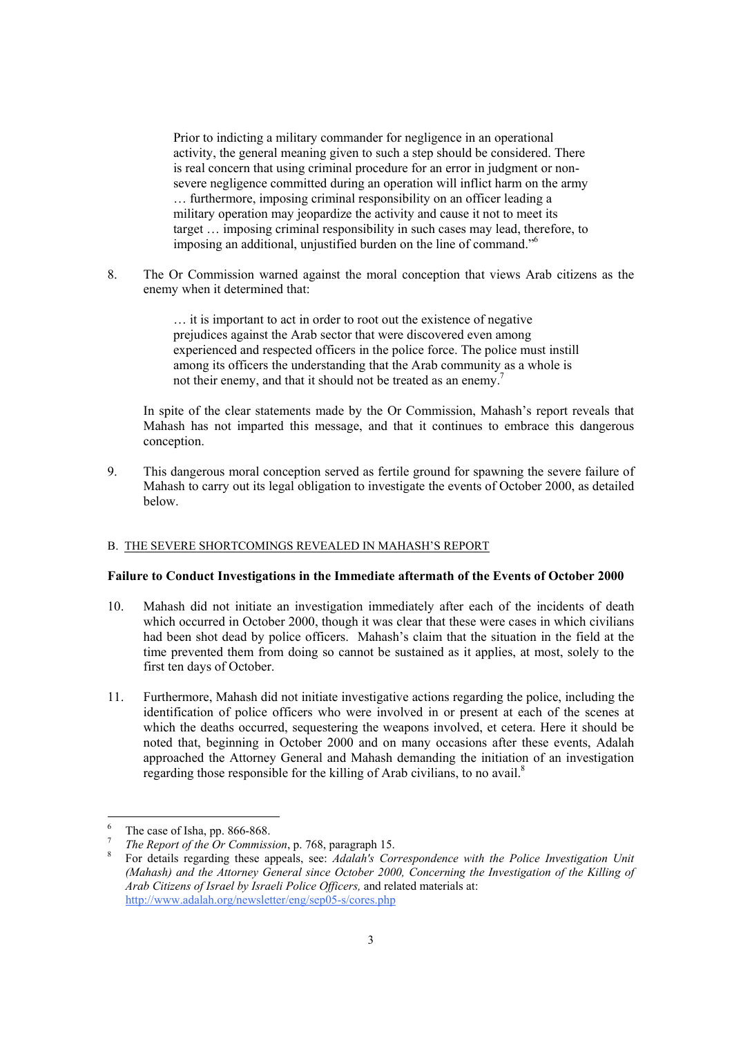> Prior to indicting a military commander for negligence in an operational activity, the general meaning given to such a step should be considered. There is real concern that using criminal procedure for an error in judgment or non-severe negligence committed during an operation will inflict harm on the army … furthermore, imposing criminal responsibility on an officer leading a military operation may jeopardize the activity and cause it not to meet its target … imposing criminal responsibility in such cases may lead, therefore, to imposing an additional, unjustified burden on the line of command."[6]

8. The Or Commission warned against the moral conception that views Arab citizens as the enemy when it determined that:

> … it is important to act in order to root out the existence of negative prejudices against the Arab sector that were discovered even among experienced and respected officers in the police force. The police must instill among its officers the understanding that the Arab community as a whole is not their enemy, and that it should not be treated as an enemy.[7]

In spite of the clear statements made by the Or Commission, Mahash's report reveals that Mahash has not imparted this message, and that it continues to embrace this dangerous conception.

9. This dangerous moral conception served as fertile ground for spawning the severe failure of Mahash to carry out its legal obligation to investigate the events of October 2000, as detailed below.

## B. THE SEVERE SHORTCOMINGS REVEALED IN MAHASH'S REPORT

**Failure to Conduct Investigations in the Immediate aftermath of the Events of October 2000**

10. Mahash did not initiate an investigation immediately after each of the incidents of death which occurred in October 2000, though it was clear that these were cases in which civilians had been shot dead by police officers. Mahash's claim that the situation in the field at the time prevented them from doing so cannot be sustained as it applies, at most, solely to the first ten days of October.

11. Furthermore, Mahash did not initiate investigative actions regarding the police, including the identification of police officers who were involved in or present at each of the scenes at which the deaths occurred, sequestering the weapons involved, et cetera. Here it should be noted that, beginning in October 2000 and on many occasions after these events, Adalah approached the Attorney General and Mahash demanding the initiation of an investigation regarding those responsible for the killing of Arab civilians, to no avail.[8]

---

[6] The case of Isha, pp. 866-868.

[7] *The Report of the Or Commission*, p. 768, paragraph 15.

[8] For details regarding these appeals, see: *Adalah's Correspondence with the Police Investigation Unit (Mahash) and the Attorney General since October 2000, Concerning the Investigation of the Killing of Arab Citizens of Israel by Israeli Police Officers,* and related materials at: http://www.adalah.org/newsletter/eng/sep05-s/cores.php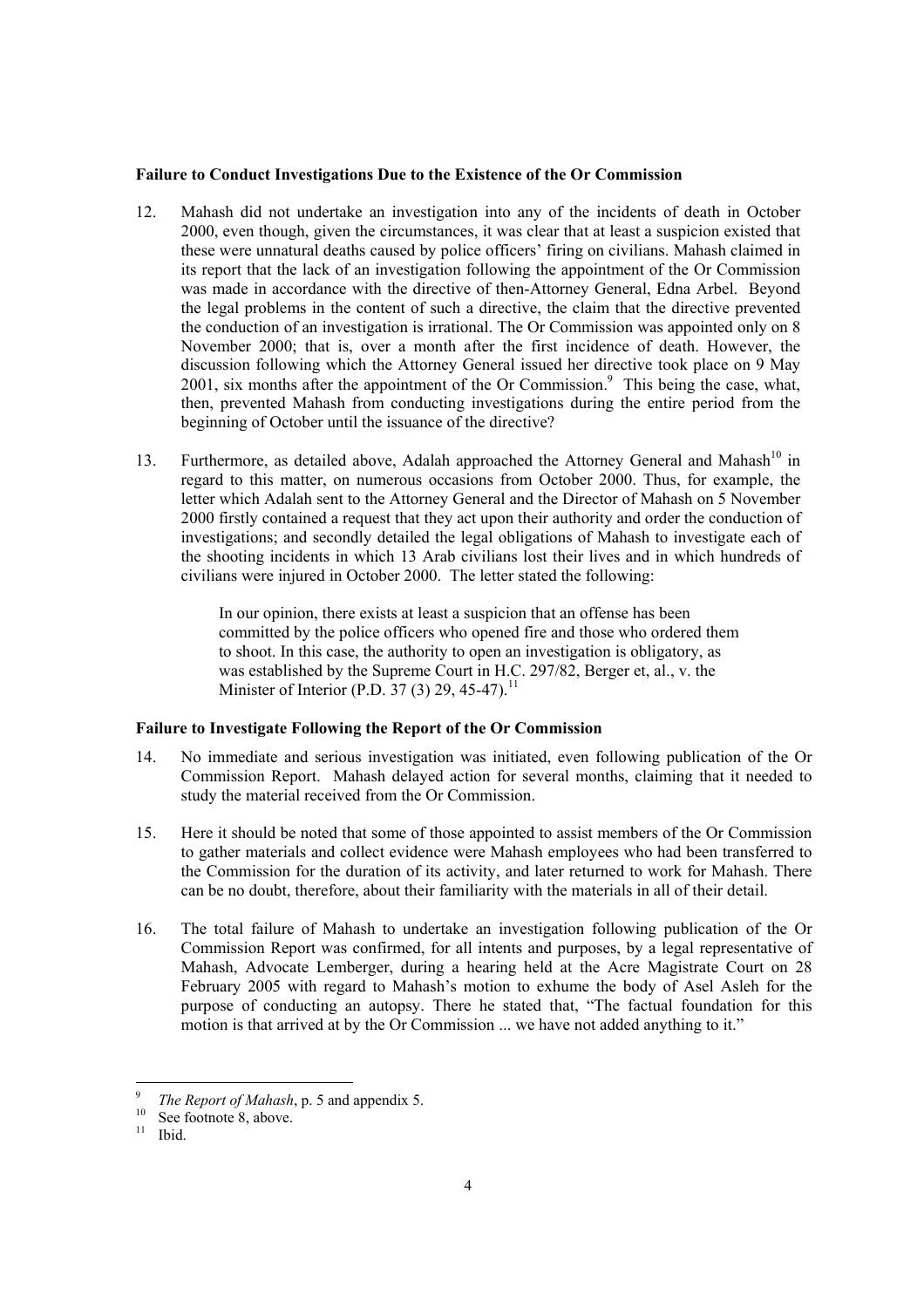**Failure to Conduct Investigations Due to the Existence of the Or Commission**

12. Mahash did not undertake an investigation into any of the incidents of death in October 2000, even though, given the circumstances, it was clear that at least a suspicion existed that these were unnatural deaths caused by police officers' firing on civilians. Mahash claimed in its report that the lack of an investigation following the appointment of the Or Commission was made in accordance with the directive of then-Attorney General, Edna Arbel. Beyond the legal problems in the content of such a directive, the claim that the directive prevented the conduction of an investigation is irrational. The Or Commission was appointed only on 8 November 2000; that is, over a month after the first incidence of death. However, the discussion following which the Attorney General issued her directive took place on 9 May 2001, six months after the appointment of the Or Commission.[9] This being the case, what, then, prevented Mahash from conducting investigations during the entire period from the beginning of October until the issuance of the directive?

13. Furthermore, as detailed above, Adalah approached the Attorney General and Mahash[10] in regard to this matter, on numerous occasions from October 2000. Thus, for example, the letter which Adalah sent to the Attorney General and the Director of Mahash on 5 November 2000 firstly contained a request that they act upon their authority and order the conduction of investigations; and secondly detailed the legal obligations of Mahash to investigate each of the shooting incidents in which 13 Arab civilians lost their lives and in which hundreds of civilians were injured in October 2000. The letter stated the following:

> In our opinion, there exists at least a suspicion that an offense has been committed by the police officers who opened fire and those who ordered them to shoot. In this case, the authority to open an investigation is obligatory, as was established by the Supreme Court in H.C. 297/82, Berger et, al., v. the Minister of Interior (P.D. 37 (3) 29, 45-47).[11]

**Failure to Investigate Following the Report of the Or Commission**

14. No immediate and serious investigation was initiated, even following publication of the Or Commission Report. Mahash delayed action for several months, claiming that it needed to study the material received from the Or Commission.

15. Here it should be noted that some of those appointed to assist members of the Or Commission to gather materials and collect evidence were Mahash employees who had been transferred to the Commission for the duration of its activity, and later returned to work for Mahash. There can be no doubt, therefore, about their familiarity with the materials in all of their detail.

16. The total failure of Mahash to undertake an investigation following publication of the Or Commission Report was confirmed, for all intents and purposes, by a legal representative of Mahash, Advocate Lemberger, during a hearing held at the Acre Magistrate Court on 28 February 2005 with regard to Mahash's motion to exhume the body of Asel Asleh for the purpose of conducting an autopsy. There he stated that, "The factual foundation for this motion is that arrived at by the Or Commission ... we have not added anything to it."

---

[9] *The Report of Mahash*, p. 5 and appendix 5.

[10] See footnote 8, above.

[11] Ibid.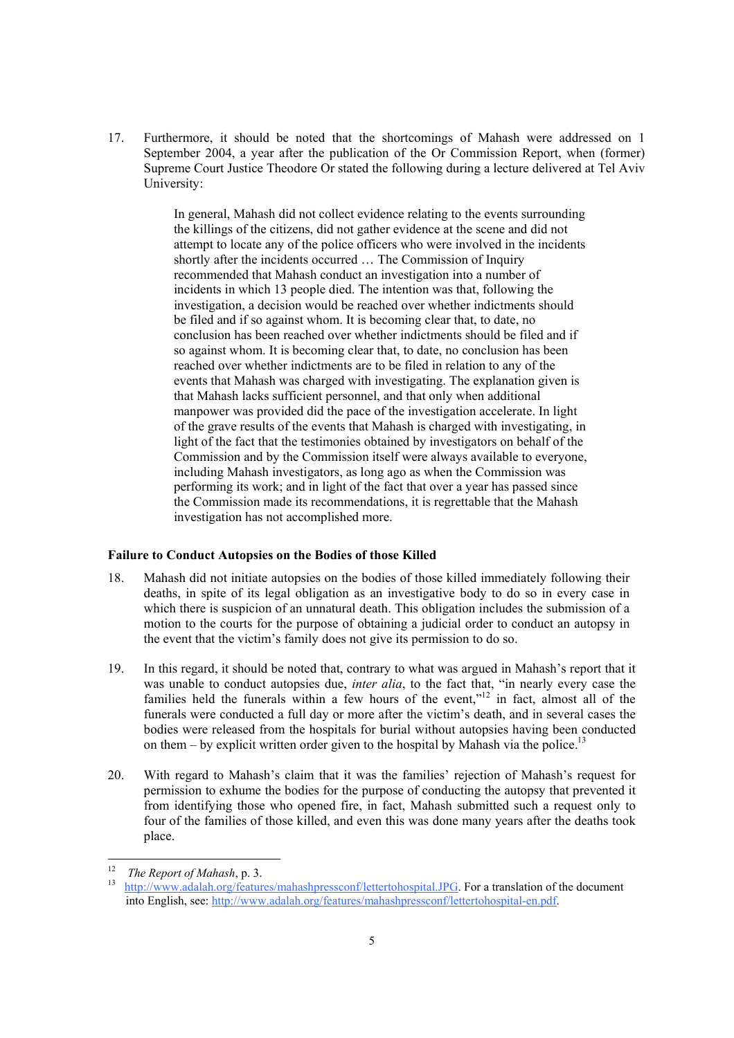17. Furthermore, it should be noted that the shortcomings of Mahash were addressed on 1 September 2004, a year after the publication of the Or Commission Report, when (former) Supreme Court Justice Theodore Or stated the following during a lecture delivered at Tel Aviv University:

> In general, Mahash did not collect evidence relating to the events surrounding the killings of the citizens, did not gather evidence at the scene and did not attempt to locate any of the police officers who were involved in the incidents shortly after the incidents occurred … The Commission of Inquiry recommended that Mahash conduct an investigation into a number of incidents in which 13 people died. The intention was that, following the investigation, a decision would be reached over whether indictments should be filed and if so against whom. It is becoming clear that, to date, no conclusion has been reached over whether indictments should be filed and if so against whom. It is becoming clear that, to date, no conclusion has been reached over whether indictments are to be filed in relation to any of the events that Mahash was charged with investigating. The explanation given is that Mahash lacks sufficient personnel, and that only when additional manpower was provided did the pace of the investigation accelerate. In light of the grave results of the events that Mahash is charged with investigating, in light of the fact that the testimonies obtained by investigators on behalf of the Commission and by the Commission itself were always available to everyone, including Mahash investigators, as long ago as when the Commission was performing its work; and in light of the fact that over a year has passed since the Commission made its recommendations, it is regrettable that the Mahash investigation has not accomplished more.

**Failure to Conduct Autopsies on the Bodies of those Killed**

18. Mahash did not initiate autopsies on the bodies of those killed immediately following their deaths, in spite of its legal obligation as an investigative body to do so in every case in which there is suspicion of an unnatural death. This obligation includes the submission of a motion to the courts for the purpose of obtaining a judicial order to conduct an autopsy in the event that the victim's family does not give its permission to do so.

19. In this regard, it should be noted that, contrary to what was argued in Mahash's report that it was unable to conduct autopsies due, *inter alia*, to the fact that, "in nearly every case the families held the funerals within a few hours of the event,"[12] in fact, almost all of the funerals were conducted a full day or more after the victim's death, and in several cases the bodies were released from the hospitals for burial without autopsies having been conducted on them – by explicit written order given to the hospital by Mahash via the police.[13]

20. With regard to Mahash's claim that it was the families' rejection of Mahash's request for permission to exhume the bodies for the purpose of conducting the autopsy that prevented it from identifying those who opened fire, in fact, Mahash submitted such a request only to four of the families of those killed, and even this was done many years after the deaths took place.

---

[12] *The Report of Mahash*, p. 3.

[13] http://www.adalah.org/features/mahashpressconf/lettertohospital.JPG. For a translation of the document into English, see: http://www.adalah.org/features/mahashpressconf/lettertohospital-en.pdf.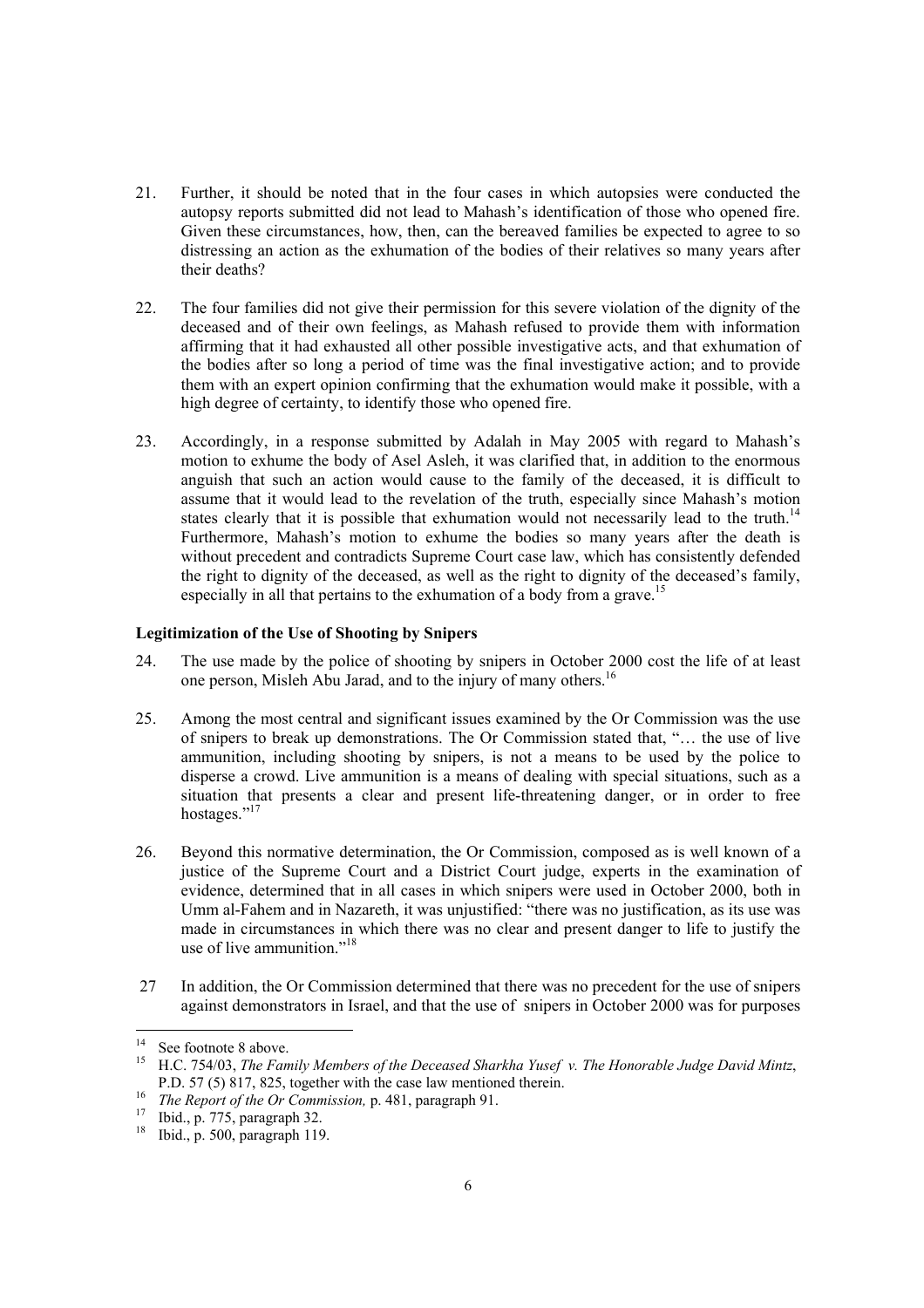21. Further, it should be noted that in the four cases in which autopsies were conducted the autopsy reports submitted did not lead to Mahash's identification of those who opened fire. Given these circumstances, how, then, can the bereaved families be expected to agree to so distressing an action as the exhumation of the bodies of their relatives so many years after their deaths?

22. The four families did not give their permission for this severe violation of the dignity of the deceased and of their own feelings, as Mahash refused to provide them with information affirming that it had exhausted all other possible investigative acts, and that exhumation of the bodies after so long a period of time was the final investigative action; and to provide them with an expert opinion confirming that the exhumation would make it possible, with a high degree of certainty, to identify those who opened fire.

23. Accordingly, in a response submitted by Adalah in May 2005 with regard to Mahash's motion to exhume the body of Asel Asleh, it was clarified that, in addition to the enormous anguish that such an action would cause to the family of the deceased, it is difficult to assume that it would lead to the revelation of the truth, especially since Mahash's motion states clearly that it is possible that exhumation would not necessarily lead to the truth.[14] Furthermore, Mahash's motion to exhume the bodies so many years after the death is without precedent and contradicts Supreme Court case law, which has consistently defended the right to dignity of the deceased, as well as the right to dignity of the deceased's family, especially in all that pertains to the exhumation of a body from a grave.[15]

**Legitimization of the Use of Shooting by Snipers**

24. The use made by the police of shooting by snipers in October 2000 cost the life of at least one person, Misleh Abu Jarad, and to the injury of many others.[16]

25. Among the most central and significant issues examined by the Or Commission was the use of snipers to break up demonstrations. The Or Commission stated that, "… the use of live ammunition, including shooting by snipers, is not a means to be used by the police to disperse a crowd. Live ammunition is a means of dealing with special situations, such as a situation that presents a clear and present life-threatening danger, or in order to free hostages."[17]

26. Beyond this normative determination, the Or Commission, composed as is well known of a justice of the Supreme Court and a District Court judge, experts in the examination of evidence, determined that in all cases in which snipers were used in October 2000, both in Umm al-Fahem and in Nazareth, it was unjustified: "there was no justification, as its use was made in circumstances in which there was no clear and present danger to life to justify the use of live ammunition."[18]

27 In addition, the Or Commission determined that there was no precedent for the use of snipers against demonstrators in Israel, and that the use of snipers in October 2000 was for purposes

---

[14] See footnote 8 above.

[15] H.C. 754/03, *The Family Members of the Deceased Sharkha Yusef v. The Honorable Judge David Mintz*, P.D. 57 (5) 817, 825, together with the case law mentioned therein.

[16] *The Report of the Or Commission,* p. 481, paragraph 91.

[17] Ibid., p. 775, paragraph 32.

[18] Ibid., p. 500, paragraph 119.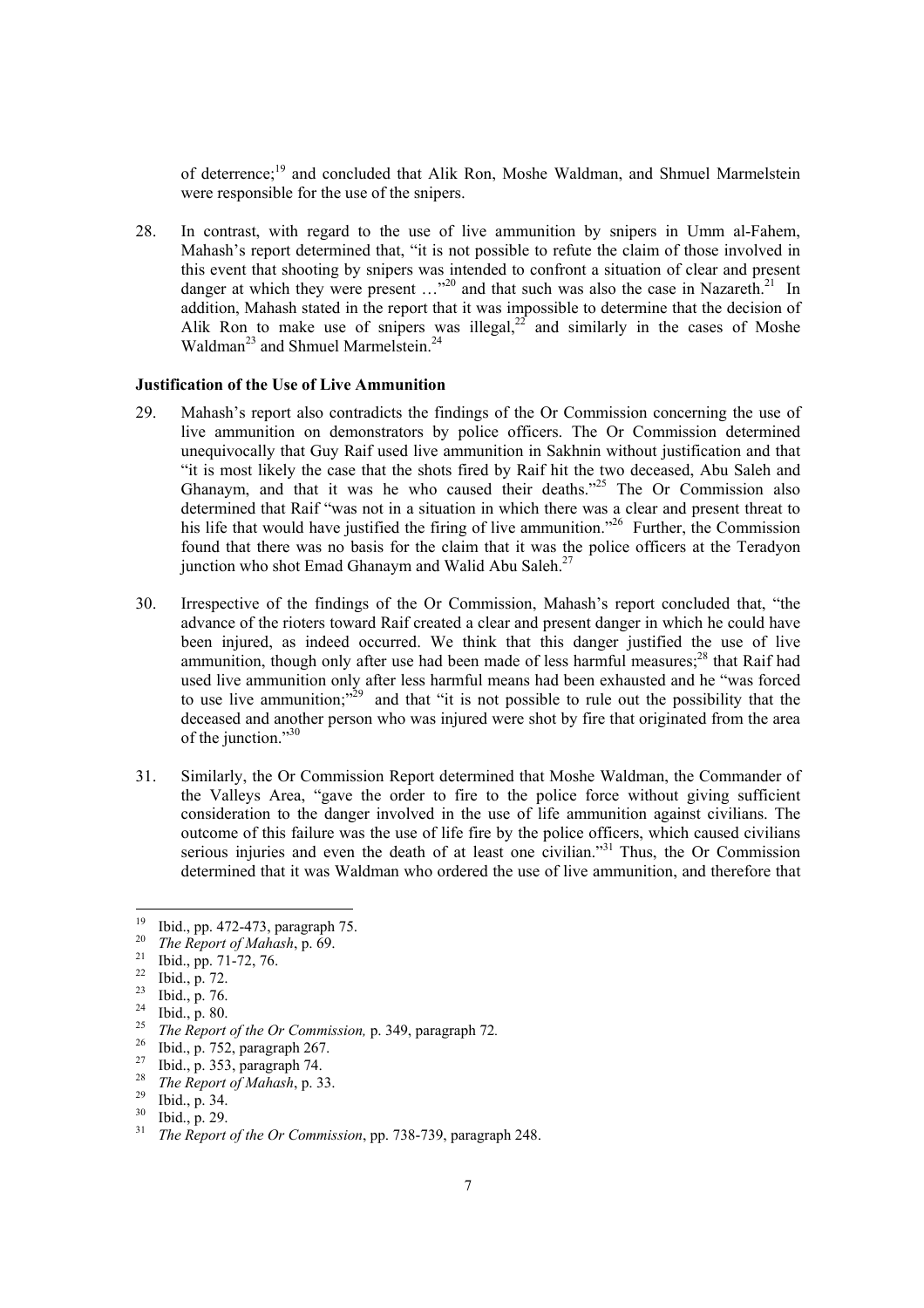of deterrence;[19] and concluded that Alik Ron, Moshe Waldman, and Shmuel Marmelstein were responsible for the use of the snipers.

28. In contrast, with regard to the use of live ammunition by snipers in Umm al-Fahem, Mahash's report determined that, "it is not possible to refute the claim of those involved in this event that shooting by snipers was intended to confront a situation of clear and present danger at which they were present …"[20] and that such was also the case in Nazareth.[21] In addition, Mahash stated in the report that it was impossible to determine that the decision of Alik Ron to make use of snipers was illegal,[22] and similarly in the cases of Moshe Waldman[23] and Shmuel Marmelstein.[24]

**Justification of the Use of Live Ammunition**

29. Mahash's report also contradicts the findings of the Or Commission concerning the use of live ammunition on demonstrators by police officers. The Or Commission determined unequivocally that Guy Raif used live ammunition in Sakhnin without justification and that "it is most likely the case that the shots fired by Raif hit the two deceased, Abu Saleh and Ghanaym, and that it was he who caused their deaths."[25] The Or Commission also determined that Raif "was not in a situation in which there was a clear and present threat to his life that would have justified the firing of live ammunition."[26] Further, the Commission found that there was no basis for the claim that it was the police officers at the Teradyon junction who shot Emad Ghanaym and Walid Abu Saleh.[27]

30. Irrespective of the findings of the Or Commission, Mahash's report concluded that, "the advance of the rioters toward Raif created a clear and present danger in which he could have been injured, as indeed occurred. We think that this danger justified the use of live ammunition, though only after use had been made of less harmful measures;[28] that Raif had used live ammunition only after less harmful means had been exhausted and he "was forced to use live ammunition;"[29] and that "it is not possible to rule out the possibility that the deceased and another person who was injured were shot by fire that originated from the area of the junction."[30]

31. Similarly, the Or Commission Report determined that Moshe Waldman, the Commander of the Valleys Area, "gave the order to fire to the police force without giving sufficient consideration to the danger involved in the use of life ammunition against civilians. The outcome of this failure was the use of life fire by the police officers, which caused civilians serious injuries and even the death of at least one civilian."[31] Thus, the Or Commission determined that it was Waldman who ordered the use of live ammunition, and therefore that

---

[19] Ibid., pp. 472-473, paragraph 75.
[20] *The Report of Mahash*, p. 69.
[21] Ibid., pp. 71-72, 76.
[22] Ibid., p. 72.
[23] Ibid., p. 76.
[24] Ibid., p. 80.
[25] *The Report of the Or Commission,* p. 349, paragraph 72.
[26] Ibid., p. 752, paragraph 267.
[27] Ibid., p. 353, paragraph 74.
[28] *The Report of Mahash*, p. 33.
[29] Ibid., p. 34.
[30] Ibid., p. 29.
[31] *The Report of the Or Commission*, pp. 738-739, paragraph 248.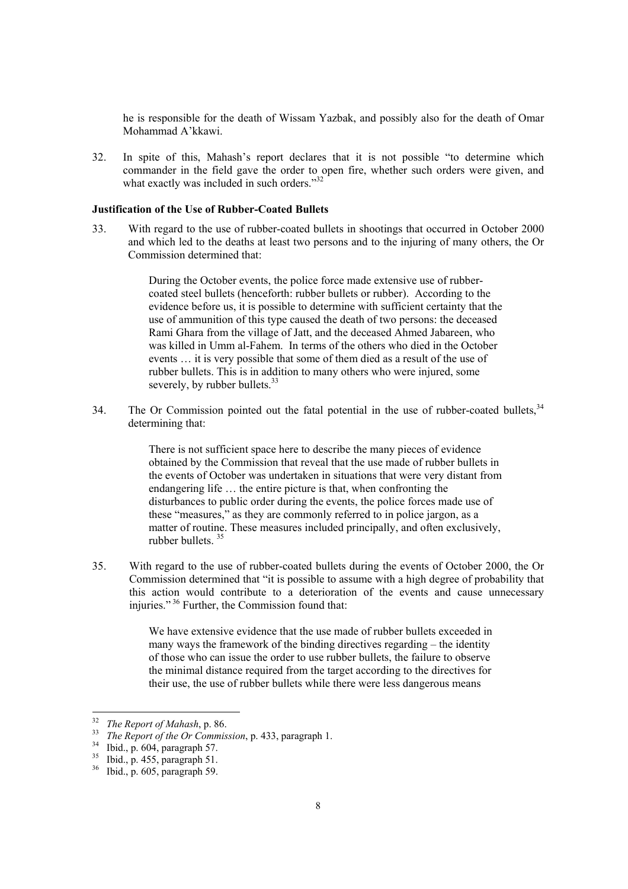he is responsible for the death of Wissam Yazbak, and possibly also for the death of Omar Mohammad A'kkawi.

32. In spite of this, Mahash's report declares that it is not possible "to determine which commander in the field gave the order to open fire, whether such orders were given, and what exactly was included in such orders."[32]

**Justification of the Use of Rubber-Coated Bullets**

33. With regard to the use of rubber-coated bullets in shootings that occurred in October 2000 and which led to the deaths at least two persons and to the injuring of many others, the Or Commission determined that:

> During the October events, the police force made extensive use of rubber-coated steel bullets (henceforth: rubber bullets or rubber). According to the evidence before us, it is possible to determine with sufficient certainty that the use of ammunition of this type caused the death of two persons: the deceased Rami Ghara from the village of Jatt, and the deceased Ahmed Jabareen, who was killed in Umm al-Fahem. In terms of the others who died in the October events … it is very possible that some of them died as a result of the use of rubber bullets. This is in addition to many others who were injured, some severely, by rubber bullets.[33]

34. The Or Commission pointed out the fatal potential in the use of rubber-coated bullets,[34] determining that:

> There is not sufficient space here to describe the many pieces of evidence obtained by the Commission that reveal that the use made of rubber bullets in the events of October was undertaken in situations that were very distant from endangering life … the entire picture is that, when confronting the disturbances to public order during the events, the police forces made use of these "measures," as they are commonly referred to in police jargon, as a matter of routine. These measures included principally, and often exclusively, rubber bullets.[35]

35. With regard to the use of rubber-coated bullets during the events of October 2000, the Or Commission determined that "it is possible to assume with a high degree of probability that this action would contribute to a deterioration of the events and cause unnecessary injuries."[36] Further, the Commission found that:

> We have extensive evidence that the use made of rubber bullets exceeded in many ways the framework of the binding directives regarding – the identity of those who can issue the order to use rubber bullets, the failure to observe the minimal distance required from the target according to the directives for their use, the use of rubber bullets while there were less dangerous means

---

[32] *The Report of Mahash*, p. 86.

[33] *The Report of the Or Commission*, p. 433, paragraph 1.

[34] Ibid., p. 604, paragraph 57.

[35] Ibid., p. 455, paragraph 51.

[36] Ibid., p. 605, paragraph 59.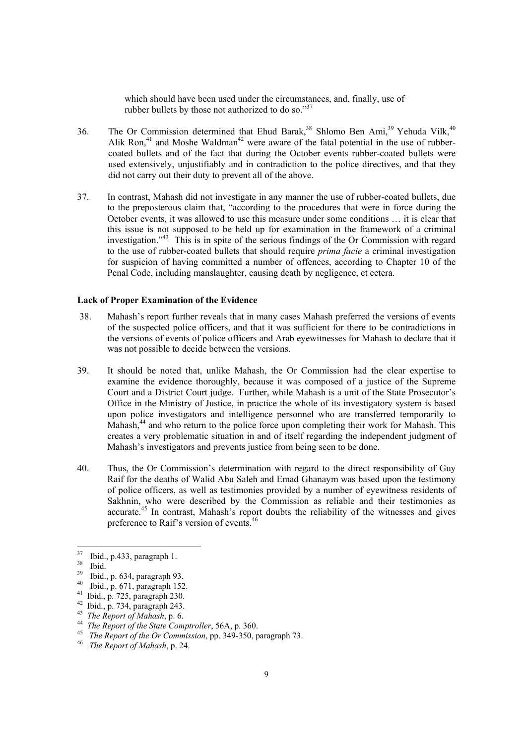which should have been used under the circumstances, and, finally, use of rubber bullets by those not authorized to do so."[37]

36. The Or Commission determined that Ehud Barak,[38] Shlomo Ben Ami,[39] Yehuda Vilk,[40] Alik Ron,[41] and Moshe Waldman[42] were aware of the fatal potential in the use of rubber-coated bullets and of the fact that during the October events rubber-coated bullets were used extensively, unjustifiably and in contradiction to the police directives, and that they did not carry out their duty to prevent all of the above.

37. In contrast, Mahash did not investigate in any manner the use of rubber-coated bullets, due to the preposterous claim that, "according to the procedures that were in force during the October events, it was allowed to use this measure under some conditions … it is clear that this issue is not supposed to be held up for examination in the framework of a criminal investigation."[43] This is in spite of the serious findings of the Or Commission with regard to the use of rubber-coated bullets that should require *prima facie* a criminal investigation for suspicion of having committed a number of offences, according to Chapter 10 of the Penal Code, including manslaughter, causing death by negligence, et cetera.

**Lack of Proper Examination of the Evidence**

38. Mahash's report further reveals that in many cases Mahash preferred the versions of events of the suspected police officers, and that it was sufficient for there to be contradictions in the versions of events of police officers and Arab eyewitnesses for Mahash to declare that it was not possible to decide between the versions.

39. It should be noted that, unlike Mahash, the Or Commission had the clear expertise to examine the evidence thoroughly, because it was composed of a justice of the Supreme Court and a District Court judge. Further, while Mahash is a unit of the State Prosecutor's Office in the Ministry of Justice, in practice the whole of its investigatory system is based upon police investigators and intelligence personnel who are transferred temporarily to Mahash,[44] and who return to the police force upon completing their work for Mahash. This creates a very problematic situation in and of itself regarding the independent judgment of Mahash's investigators and prevents justice from being seen to be done.

40. Thus, the Or Commission's determination with regard to the direct responsibility of Guy Raif for the deaths of Walid Abu Saleh and Emad Ghanaym was based upon the testimony of police officers, as well as testimonies provided by a number of eyewitness residents of Sakhnin, who were described by the Commission as reliable and their testimonies as accurate.[45] In contrast, Mahash's report doubts the reliability of the witnesses and gives preference to Raif's version of events.[46]

---

[37] Ibid., p.433, paragraph 1.

[38] Ibid.

[39] Ibid., p. 634, paragraph 93.

[40] Ibid., p. 671, paragraph 152.

[41] Ibid., p. 725, paragraph 230.

[42] Ibid., p. 734, paragraph 243.

[43] *The Report of Mahash*, p. 6.

[44] *The Report of the State Comptroller*, 56A, p. 360.

[45] *The Report of the Or Commission*, pp. 349-350, paragraph 73.

[46] *The Report of Mahash*, p. 24.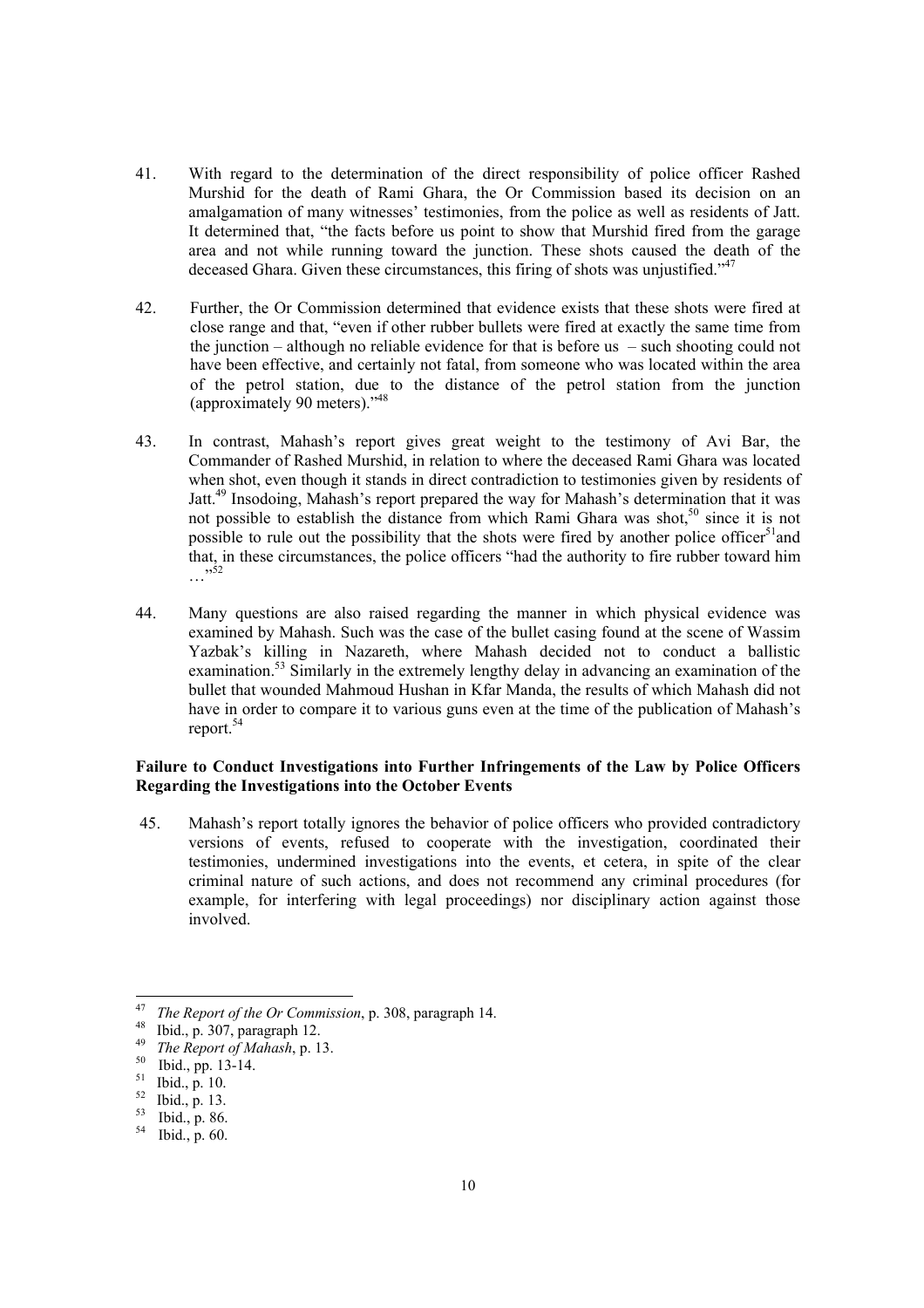41. With regard to the determination of the direct responsibility of police officer Rashed Murshid for the death of Rami Ghara, the Or Commission based its decision on an amalgamation of many witnesses' testimonies, from the police as well as residents of Jatt. It determined that, "the facts before us point to show that Murshid fired from the garage area and not while running toward the junction. These shots caused the death of the deceased Ghara. Given these circumstances, this firing of shots was unjustified."[47]

42. Further, the Or Commission determined that evidence exists that these shots were fired at close range and that, "even if other rubber bullets were fired at exactly the same time from the junction – although no reliable evidence for that is before us – such shooting could not have been effective, and certainly not fatal, from someone who was located within the area of the petrol station, due to the distance of the petrol station from the junction (approximately 90 meters)."[48]

43. In contrast, Mahash's report gives great weight to the testimony of Avi Bar, the Commander of Rashed Murshid, in relation to where the deceased Rami Ghara was located when shot, even though it stands in direct contradiction to testimonies given by residents of Jatt.[49] Insodoing, Mahash's report prepared the way for Mahash's determination that it was not possible to establish the distance from which Rami Ghara was shot,[50] since it is not possible to rule out the possibility that the shots were fired by another police officer[51] and that, in these circumstances, the police officers "had the authority to fire rubber toward him …"[52]

44. Many questions are also raised regarding the manner in which physical evidence was examined by Mahash. Such was the case of the bullet casing found at the scene of Wassim Yazbak's killing in Nazareth, where Mahash decided not to conduct a ballistic examination.[53] Similarly in the extremely lengthy delay in advancing an examination of the bullet that wounded Mahmoud Hushan in Kfar Manda, the results of which Mahash did not have in order to compare it to various guns even at the time of the publication of Mahash's report.[54]

**Failure to Conduct Investigations into Further Infringements of the Law by Police Officers Regarding the Investigations into the October Events**

45. Mahash's report totally ignores the behavior of police officers who provided contradictory versions of events, refused to cooperate with the investigation, coordinated their testimonies, undermined investigations into the events, et cetera, in spite of the clear criminal nature of such actions, and does not recommend any criminal procedures (for example, for interfering with legal proceedings) nor disciplinary action against those involved.

---

[47] *The Report of the Or Commission*, p. 308, paragraph 14.

[48] Ibid., p. 307, paragraph 12.

[49] *The Report of Mahash*, p. 13.

[50] Ibid., pp. 13-14.

[51] Ibid., p. 10.

[52] Ibid., p. 13.

[53] Ibid., p. 86.

[54] Ibid., p. 60.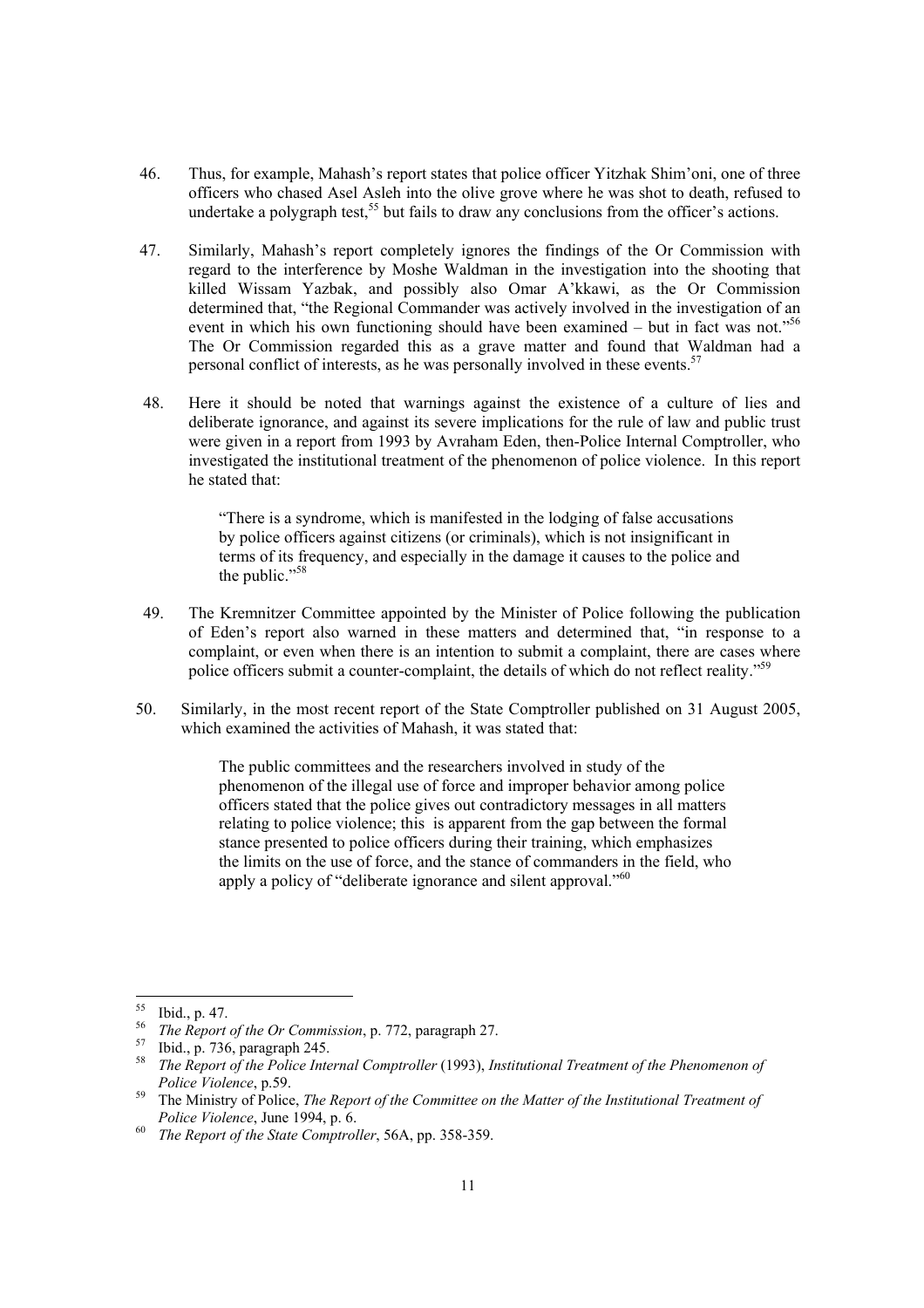46. Thus, for example, Mahash's report states that police officer Yitzhak Shim'oni, one of three officers who chased Asel Asleh into the olive grove where he was shot to death, refused to undertake a polygraph test,[55] but fails to draw any conclusions from the officer's actions.

47. Similarly, Mahash's report completely ignores the findings of the Or Commission with regard to the interference by Moshe Waldman in the investigation into the shooting that killed Wissam Yazbak, and possibly also Omar A'kkawi, as the Or Commission determined that, "the Regional Commander was actively involved in the investigation of an event in which his own functioning should have been examined – but in fact was not."[56] The Or Commission regarded this as a grave matter and found that Waldman had a personal conflict of interests, as he was personally involved in these events.[57]

48. Here it should be noted that warnings against the existence of a culture of lies and deliberate ignorance, and against its severe implications for the rule of law and public trust were given in a report from 1993 by Avraham Eden, then-Police Internal Comptroller, who investigated the institutional treatment of the phenomenon of police violence. In this report he stated that:

> "There is a syndrome, which is manifested in the lodging of false accusations by police officers against citizens (or criminals), which is not insignificant in terms of its frequency, and especially in the damage it causes to the police and the public."[58]

49. The Kremnitzer Committee appointed by the Minister of Police following the publication of Eden's report also warned in these matters and determined that, "in response to a complaint, or even when there is an intention to submit a complaint, there are cases where police officers submit a counter-complaint, the details of which do not reflect reality."[59]

50. Similarly, in the most recent report of the State Comptroller published on 31 August 2005, which examined the activities of Mahash, it was stated that:

> The public committees and the researchers involved in study of the phenomenon of the illegal use of force and improper behavior among police officers stated that the police gives out contradictory messages in all matters relating to police violence; this is apparent from the gap between the formal stance presented to police officers during their training, which emphasizes the limits on the use of force, and the stance of commanders in the field, who apply a policy of "deliberate ignorance and silent approval."[60]

---

[55] Ibid., p. 47.

[56] *The Report of the Or Commission*, p. 772, paragraph 27.

[57] Ibid., p. 736, paragraph 245.

[58] *The Report of the Police Internal Comptroller* (1993), *Institutional Treatment of the Phenomenon of Police Violence*, p.59.

[59] The Ministry of Police, *The Report of the Committee on the Matter of the Institutional Treatment of Police Violence*, June 1994, p. 6.

[60] *The Report of the State Comptroller*, 56A, pp. 358-359.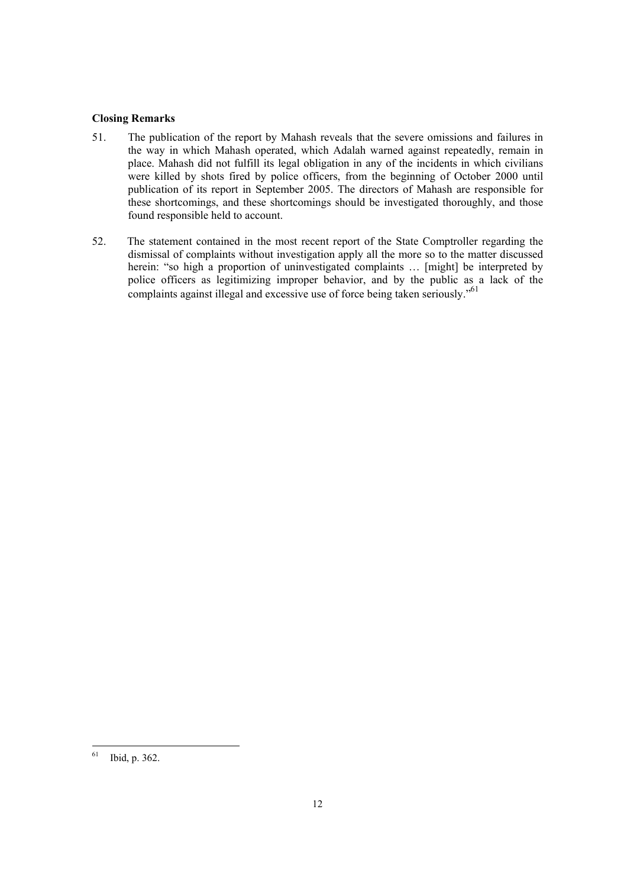**Closing Remarks**

51. The publication of the report by Mahash reveals that the severe omissions and failures in the way in which Mahash operated, which Adalah warned against repeatedly, remain in place. Mahash did not fulfill its legal obligation in any of the incidents in which civilians were killed by shots fired by police officers, from the beginning of October 2000 until publication of its report in September 2005. The directors of Mahash are responsible for these shortcomings, and these shortcomings should be investigated thoroughly, and those found responsible held to account.

52. The statement contained in the most recent report of the State Comptroller regarding the dismissal of complaints without investigation apply all the more so to the matter discussed herein: "so high a proportion of uninvestigated complaints … [might] be interpreted by police officers as legitimizing improper behavior, and by the public as a lack of the complaints against illegal and excessive use of force being taken seriously."[61]

---

[61] Ibid, p. 362.